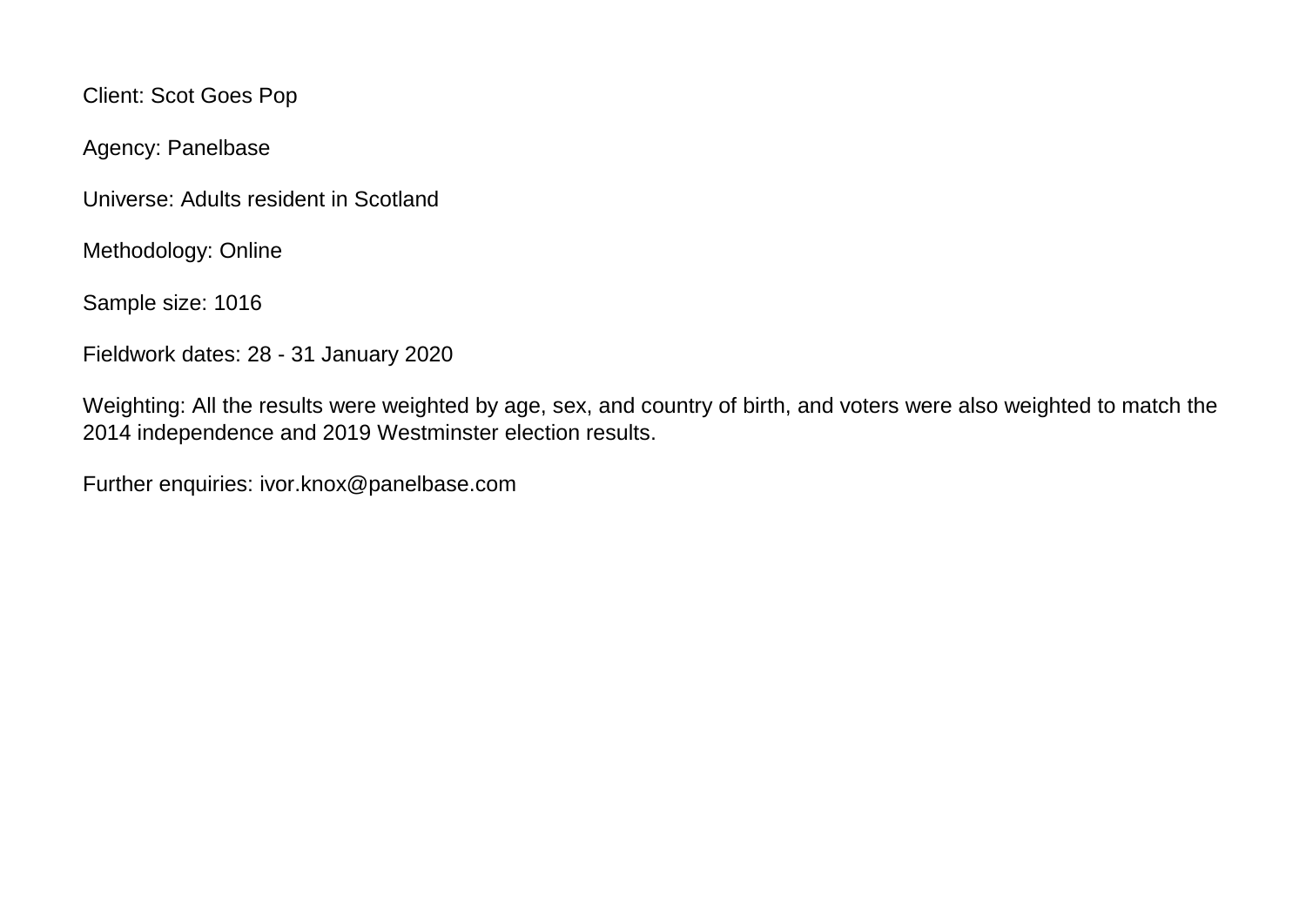Client: Scot Goes Pop

Agency: Panelbase

Universe: Adults resident in Scotland

Methodology: Online

Sample size: 1016

Fieldwork dates: 28 - 31 January 2020

Weighting: All the results were weighted by age, sex, and country of birth, and voters were also weighted to match the 2014 independence and 2019 Westminster election results.

Further enquiries: ivor.knox@panelbase.com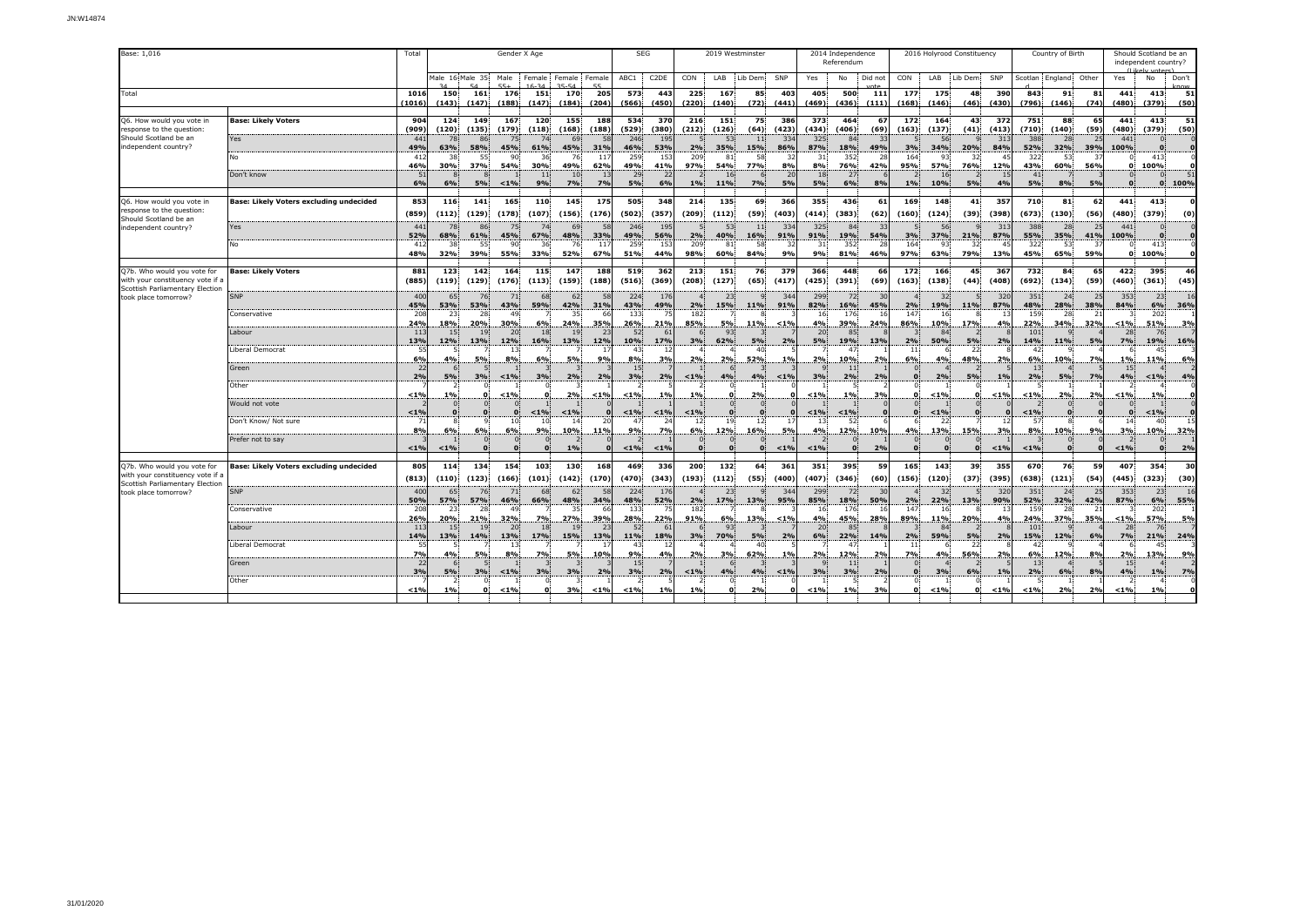Base: 1,016

| | | Total | Gender X Age | | | | | | SEG | | 2019 Westminster | | | | 2014 Independence Referendum | | | 2016 Holyrood Constituency | | | | Country of Birth | | | Should Scotland be an independent country? (Likely voters) | | |
|---|---|---|---|---|---|---|---|---|---|---|---|---|---|---|---|---|---|---|---|---|---|---|---|---|---|---|---|
| | | | Male 16-34 | Male 35-54 | Male 55+ | Female 16-34 | Female 35-54 | Female 55+ | ABC1 | C2DE | CON | LAB | Lib Dem | SNP | Yes | No | Did not vote | CON | LAB | Lib Dem | SNP | Scotland | England | Other | Yes | No | Don't know |
| Total | | 1016 (1016) | 150 (143) | 161 (147) | 176 (188) | 151 (147) | 170 (184) | 205 (204) | 573 (566) | 443 (450) | 225 (220) | 167 (140) | 85 (72) | 403 (441) | 405 (469) | 500 (436) | 111 (168) | 177 (168) | 175 (146) | 48 (46) | 390 (430) | 843 (796) | 91 (146) | 81 (74) | 441 (480) | 413 (379) | 51 (50) |
| Q6. How would you vote in response to the question: Should Scotland be an independent country? | Base: Likely Voters | 904 (909) | 124 (120) | 149 (135) | 167 (179) | 120 (118) | 155 (168) | 188 (188) | 534 (529) | 370 (380) | 216 (212) | 151 (126) | 75 (64) | 386 (423) | 373 (434) | 464 (406) | 67 (69) | 172 (163) | 164 (137) | 43 (41) | 372 (413) | 751 (710) | 88 (140) | 65 (59) | 441 (480) | 413 (379) | 51 (50) |
| | Yes | 441 | 78 | 86 | 75 | 74 | 69 | 58 | 246 | 195 | 5 | 53 | 11 | 334 | 325 | 84 | 33 | 5 | 56 | 9 | 313 | 388 | 28 | 25 | 441 | 0 | 0 |
| | | 49% | 63% | 58% | 45% | 61% | 45% | 31% | 46% | 53% | 2% | 35% | 15% | 86% | 87% | 18% | 49% | 3% | 34% | 20% | 84% | 52% | 32% | 39% | 100% | 0 | 0 |
| | No | 412 | 38 | 55 | 90 | 36 | 76 | 117 | 259 | 153 | 209 | 81 | 58 | 32 | 31 | 352 | 28 | 164 | 93 | 32 | 45 | 322 | 53 | 37 | 0 | 413 | 0 |
| | | 46% | 30% | 37% | 54% | 30% | 49% | 62% | 49% | 41% | 97% | 54% | 77% | 8% | 8% | 76% | 42% | 95% | 57% | 76% | 12% | 43% | 60% | 56% | 0 | 100% | 0 |
| | Don't know | 51 | 8 | 8 | 1 | 11 | 10 | 13 | 29 | 22 | 2 | 16 | 6 | 20 | 18 | 27 | 6 | 2 | 16 | 2 | 15 | 41 | 7 | 3 | 0 | 0 | 51 |
| | | 6% | 6% | 5% | <1% | 9% | 7% | 7% | 5% | 6% | 1% | 11% | 7% | 5% | 5% | 6% | 8% | 1% | 10% | 5% | 4% | 5% | 8% | 5% | 0 | 0 | 100% |
| Q6. How would you vote in response to the question: Should Scotland be an independent country? | Base: Likely Voters excluding undecided | 853 (859) | 116 (112) | 141 (129) | 165 (178) | 110 (107) | 145 (156) | 175 (176) | 505 (502) | 348 (357) | 214 (209) | 135 (112) | 69 (59) | 366 (403) | 355 (414) | 436 (383) | 61 (62) | 169 (160) | 148 (124) | 41 (39) | 357 (398) | 710 (673) | 81 (130) | 62 (56) | 441 (480) | 413 (379) | 0 (0) |
| | Yes | 441 | 78 | 86 | 75 | 74 | 69 | 58 | 246 | 195 | 5 | 53 | 11 | 334 | 325 | 84 | 33 | 5 | 56 | 9 | 313 | 388 | 28 | 25 | 441 | 0 | 0 |
| | | 52% | 68% | 61% | 45% | 67% | 48% | 33% | 49% | 56% | 2% | 40% | 16% | 91% | 91% | 19% | 54% | 3% | 37% | 21% | 87% | 55% | 35% | 41% | 100% | 0 | 0 |
| | No | 412 | 38 | 55 | 90 | 36 | 76 | 117 | 259 | 153 | 209 | 81 | 58 | 32 | 31 | 352 | 28 | 164 | 93 | 32 | 45 | 322 | 53 | 37 | 0 | 413 | 0 |
| | | 48% | 32% | 39% | 55% | 33% | 52% | 67% | 51% | 44% | 98% | 60% | 84% | 9% | 9% | 81% | 46% | 97% | 63% | 79% | 13% | 45% | 65% | 59% | 0 | 100% | 0 |
| Q7b. Who would you vote for with your constituency vote if a Scottish Parliamentary Election took place tomorrow? | Base: Likely Voters | 881 (885) | 123 (119) | 142 (129) | 164 (176) | 115 (113) | 147 (159) | 188 (188) | 519 (516) | 362 (369) | 213 (208) | 151 (127) | 76 (65) | 379 (417) | 366 (425) | 448 (391) | 66 (69) | 172 (163) | 166 (138) | 45 (44) | 367 (408) | 732 (692) | 84 (134) | 65 (59) | 422 (460) | 395 (361) | 46 (45) |
| | SNP | 400 | 65 | 76 | 71 | 68 | 62 | 58 | 224 | 176 | 4 | 23 | 9 | 344 | 299 | 72 | 30 | 4 | 32 | 5 | 320 | 351 | 24 | 25 | 353 | 23 | 16 |
| | | 45% | 53% | 53% | 43% | 59% | 42% | 31% | 43% | 49% | 2% | 15% | 11% | 91% | 82% | 16% | 45% | 2% | 19% | 11% | 87% | 48% | 28% | 38% | 84% | 6% | 36% |
| | Conservative | 208 | 23 | 28 | 49 | 7 | 35 | 66 | 133 | 75 | 182 | 7 | 8 | 1 | 16 | 176 | 16 | 147 | 16 | 8 | 13 | 159 | 28 | 21 | 3 | 202 | 1 |
| | | 24% | 18% | 20% | 30% | 6% | 24% | 35% | 26% | 21% | 85% | 5% | 11% | <1% | 4% | 39% | 24% | 86% | 10% | 17% | 4% | 22% | 34% | 32% | <1% | 51% | 3% |
| | Labour | 113 | 15 | 19 | 20 | 18 | 19 | 23 | 52 | 61 | 6 | 93 | 3 | 7 | 20 | 85 | 8 | 3 | 84 | 2 | 8 | 101 | 9 | 4 | 28 | 76 | 7 |
| | | 13% | 12% | 13% | 12% | 16% | 13% | 12% | 10% | 17% | 3% | 62% | 5% | 2% | 5% | 19% | 13% | 2% | 50% | 5% | 2% | 14% | 11% | 5% | 7% | 19% | 16% |
| | Liberal Democrat | 55 | 5 | 7 | 13 | 7 | 7 | 17 | 43 | 12 | 4 | 4 | 40 | 5 | 7 | 47 | 1 | 11 | 6 | 22 | 8 | 42 | 9 | 4 | 6 | 45 | 3 |
| | | 6% | 4% | 5% | 8% | 6% | 5% | 9% | 8% | 3% | 2% | 2% | 52% | 1% | 2% | 10% | 2% | 6% | 4% | 48% | 2% | 6% | 10% | 7% | 1% | 11% | 6% |
| | Green | 22 | 6 | 5 | 1 | 3 | 3 | 5 | 15 | 7 | 1 | 6 | 3 | 3 | 9 | 11 | 1 | 0 | 4 | 2 | 5 | 13 | 4 | 5 | 15 | 4 | 2 |
| | | 2% | 5% | 3% | <1% | 3% | 2% | 2% | 3% | 2% | <1% | 4% | 4% | <1% | 3% | 2% | 2% | 0 | 2% | 5% | 1% | 2% | 5% | 7% | 4% | <1% | 4% |
| | Other | 7 | 2 | 0 | 1 | 0 | 3 | 1 | 2 | 5 | 2 | 0 | 1 | 0 | 1 | 5 | 2 | 0 | 1 | 0 | 1 | 5 | 1 | 1 | 2 | 4 | 0 |
| | | <1% | 1% | 0 | <1% | 0 | 2% | <1% | <1% | 1% | 1% | 0 | 2% | 0 | <1% | 1% | 3% | 0 | <1% | 0 | <1% | <1% | 2% | 2% | <1% | 1% | 0 |
| | Would not vote | 2 | 0 | 0 | 0 | 1 | 1 | 0 | 1 | 1 | 1 | 0 | 0 | 0 | 1 | 1 | 0 | 0 | 1 | 0 | 0 | 2 | 0 | 0 | 0 | 1 | 0 |
| | | <1% | 0 | 0 | 0 | <1% | <1% | 0 | <1% | <1% | <1% | 0 | 0 | 0 | <1% | <1% | 0 | 0 | <1% | 0 | 0 | <1% | 0 | 0 | 0 | <1% | 0 |
| | Don't Know/ Not sure | 71 | 8 | 9 | 10 | 10 | 14 | 20 | 47 | 24 | 12 | 19 | 12 | 17 | 13 | 52 | 6 | 6 | 22 | 7 | 12 | 57 | 8 | 6 | 14 | 40 | 15 |
| | | 8% | 6% | 6% | 6% | 9% | 10% | 11% | 9% | 7% | 6% | 12% | 16% | 5% | 4% | 12% | 10% | 4% | 13% | 15% | 3% | 8% | 10% | 9% | 3% | 10% | 32% |
| | Prefer not to say | 3 | 1 | 0 | 0 | 0 | 2 | 0 | 2 | 1 | 0 | 0 | 0 | 1 | 2 | 0 | 1 | 0 | 0 | 0 | 1 | 3 | 0 | 0 | 2 | 0 | 1 |
| | | <1% | <1% | 0 | 0 | 0 | 1% | 0 | <1% | <1% | 0 | 0 | 0 | <1% | <1% | 0 | 2% | 0 | 0 | 0 | <1% | <1% | 0 | 0 | <1% | 0 | 2% |
| Q7b. Who would you vote for with your constituency vote if a Scottish Parliamentary Election took place tomorrow? | Base: Likely Voters excluding undecided | 805 (813) | 114 (110) | 134 (123) | 154 (166) | 103 (101) | 130 (142) | 168 (170) | 469 (470) | 336 (343) | 200 (193) | 132 (112) | 64 (55) | 361 (400) | 351 (407) | 395 (346) | 59 (60) | 165 (156) | 143 (120) | 39 (37) | 355 (395) | 670 (638) | 76 (121) | 59 (54) | 407 (445) | 354 (323) | 30 (30) |
| | SNP | 400 | 65 | 76 | 71 | 68 | 62 | 58 | 224 | 176 | 4 | 23 | 9 | 344 | 299 | 72 | 30 | 4 | 32 | 5 | 320 | 351 | 24 | 25 | 353 | 23 | 16 |
| | | 50% | 57% | 57% | 46% | 66% | 48% | 34% | 48% | 52% | 2% | 17% | 13% | 95% | 85% | 18% | 50% | 2% | 22% | 13% | 90% | 52% | 32% | 42% | 87% | 6% | 55% |
| | Conservative | 208 | 23 | 28 | 49 | 7 | 35 | 66 | 133 | 75 | 182 | 7 | 8 | 1 | 16 | 176 | 16 | 147 | 16 | 8 | 13 | 159 | 28 | 21 | 3 | 202 | 1 |
| | | 26% | 20% | 21% | 32% | 7% | 27% | 39% | 28% | 22% | 91% | 6% | 13% | <1% | 4% | 45% | 28% | 89% | 11% | 20% | 4% | 24% | 37% | 35% | <1% | 57% | 5% |
| | Labour | 113 | 15 | 19 | 20 | 18 | 19 | 23 | 52 | 61 | 6 | 93 | 3 | 7 | 20 | 85 | 8 | 3 | 84 | 2 | 8 | 101 | 9 | 4 | 28 | 76 | 7 |
| | | 14% | 13% | 14% | 13% | 17% | 15% | 13% | 11% | 18% | 3% | 70% | 5% | 2% | 6% | 22% | 14% | 2% | 59% | 5% | 2% | 15% | 12% | 6% | 7% | 21% | 24% |
| | Liberal Democrat | 55 | 5 | 7 | 13 | 7 | 7 | 17 | 43 | 12 | 4 | 4 | 40 | 5 | 7 | 47 | 1 | 11 | 6 | 22 | 8 | 42 | 9 | 4 | 6 | 45 | 3 |
| | | 7% | 4% | 5% | 8% | 7% | 5% | 10% | 9% | 4% | 2% | 3% | 62% | 1% | 2% | 12% | 2% | 7% | 4% | 56% | 2% | 6% | 12% | 8% | 2% | 13% | 9% |
| | Green | 22 | 6 | 5 | 1 | 3 | 3 | 5 | 15 | 7 | 1 | 6 | 3 | 3 | 9 | 11 | 1 | 0 | 4 | 2 | 5 | 13 | 4 | 5 | 15 | 4 | 2 |
| | | 3% | 5% | 3% | <1% | 3% | 3% | 2% | 3% | 2% | <1% | 4% | 4% | <1% | 3% | 3% | 2% | 0 | 3% | 6% | 1% | 2% | 6% | 8% | 4% | 1% | 7% |
| | Other | 7 | 2 | 0 | 1 | 0 | 3 | 1 | 2 | 5 | 2 | 0 | 1 | 0 | 1 | 5 | 2 | 0 | 1 | 0 | 1 | 5 | 1 | 1 | 2 | 4 | 0 |
| | | <1% | 1% | 0 | <1% | 0 | 3% | <1% | <1% | 1% | 1% | 0 | 2% | 0 | <1% | 1% | 3% | 0 | <1% | 0 | <1% | <1% | 2% | 2% | <1% | 1% | 0 |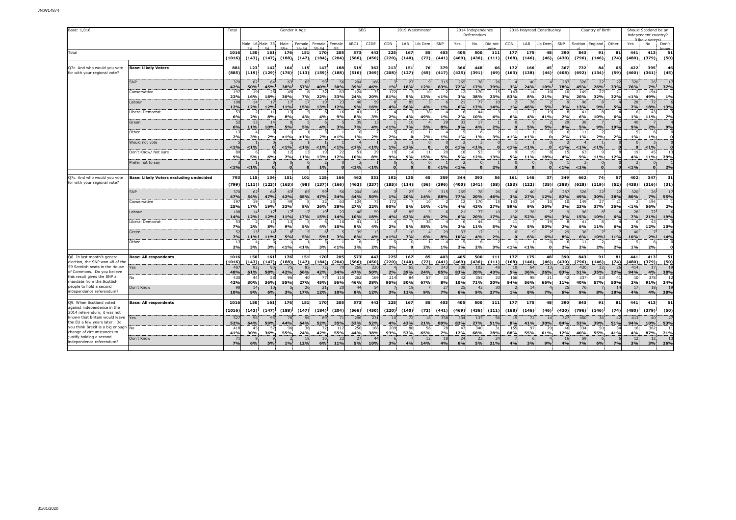JN:W14874

| Base: 1,016 | | Total | Gender X Age | | | | | | SEG | | 2019 Westminster | | | | 2014 Independence Referendum | | | 2016 Holyrood Constituency | | | | Country of Birth | | | Should Scotland be an independent country? (likely voters) | | |
|---|---|---|---|---|---|---|---|---|---|---|---|---|---|---|---|---|---|---|---|---|---|---|---|---|---|---|---|
| | | | Male 16-34 | Male 35-54 | Male 55+ | Female 16-34 | Female 35-54 | Female 55+ | ABC1 | C2DE | CON | LAB | Lib Dem | SNP | Yes | No | Did not vote | CON | LAB | Lib Dem | SNP | Scotland | England | Other | Yes | No | Don't know |
| Total | | 1016 | 150 | 161 | 176 | 151 | 170 | 205 | 573 | 443 | 225 | 167 | 85 | 403 | 405 | 500 | 111 | 177 | 175 | 48 | 390 | 843 | 91 | 81 | 441 | 413 | 51 |
| | | (1016) | (143) | (147) | (188) | (147) | (184) | (204) | (566) | (450) | (220) | (140) | (72) | (441) | (469) | (436) | (111) | (168) | (146) | (46) | (430) | (796) | (146) | (74) | (480) | (379) | (50) |
| Q7c. And who would you vote for with your regional vote? | **Base: Likely Voters** | 881 | 123 | 142 | 164 | 115 | 147 | 188 | 519 | 362 | 213 | 151 | 76 | 379 | 366 | 448 | 66 | 172 | 166 | 45 | 367 | 732 | 84 | 65 | 422 | 395 | 46 |
| | | (885) | (119) | (129) | (176) | (113) | (159) | (188) | (516) | (369) | (208) | (127) | (65) | (417) | (425) | (391) | (69) | (163) | (138) | (44) | (408) | (692) | (134) | (59) | (460) | (361) | (45) |
| | SNP | 370 | 62 | 64 | 63 | 65 | 59 | 56 | 204 | 166 | 3 | 27 | 9 | 315 | 265 | 78 | 26 | 4 | 40 | 4 | 287 | 326 | 22 | 22 | 320 | 26 | 17 |
| | | 42% | 50% | 45% | 38% | 57% | 40% | 30% | 39% | 46% | 1% | 18% | 12% | 83% | 72% | 17% | 39% | 3% | 24% | 10% | 78% | 45% | 26% | 33% | 76% | 7% | 37% |
| | Conservative | 197 | 19 | 25 | 49 | 8 | 32 | 63 | 124 | 73 | 172 | 7 | 10 | 2 | 12 | 170 | 15 | 143 | 14 | 10 | 10 | 149 | 27 | 21 | 2 | 194 | 1 |
| | | 22% | 16% | 18% | 30% | 7% | 22% | 33% | 24% | 20% | 81% | 5% | 13% | <1% | 3% | 38% | 23% | 83% | 8% | 21% | 3% | 20% | 32% | 32% | <1% | 49% | 1% |
| | Labour | 108 | 14 | 17 | 17 | 17 | 19 | 23 | 49 | 59 | 8 | 85 | 3 | 5 | 21 | 77 | 10 | 2 | 76 | 2 | 9 | 96 | 8 | 3 | 28 | 72 | 6 |
| | | 12% | 12% | 12% | 11% | 15% | 13% | 12% | 9% | 16% | 4% | 56% | 4% | 1% | 6% | 17% | 14% | 1% | 46% | 5% | 3% | 13% | 9% | 5% | 7% | 18% | 13% |
| | Liberal Democrat | 53 | 2 | 11 | 13 | 5 | 6 | 16 | 41 | 12 | 4 | 7 | 38 | 4 | 6 | 44 | 3 | 11 | 7 | 19 | 8 | 41 | 8 | 4 | 6 | 43 | 3 |
| | | 6% | 2% | 8% | 8% | 4% | 4% | 9% | 8% | 3% | 2% | 4% | 49% | 1% | 2% | 10% | 4% | 6% | 4% | 41% | 2% | 6% | 10% | 6% | 1% | 11% | 7% |
| | Green | 52 | 13 | 14 | 8 | 5 | 6 | 5 | 39 | 13 | 1 | 10 | 4 | 29 | 33 | 17 | 1 | 0 | 9 | 2 | 29 | 38 | 7 | 7 | 40 | 7 | 4 |
| | | 6% | 11% | 10% | 5% | 5% | 4% | 3% | 7% | 4% | <1% | 7% | 5% | 8% | 9% | 4% | 2% | 0 | 5% | 5% | 8% | 5% | 9% | 10% | 9% | 2% | 9% |
| | Other | 13 | 4 | 3 | 1 | 1 | 3 | 1 | 6 | 7 | 5 | 0 | 1 | 4 | 5 | 6 | 2 | 1 | 1 | 0 | 6 | 11 | 2 | 1 | 5 | 6 | 0 |
| | | 2% | 3% | 2% | <1% | <1% | 2% | <1% | 1% | 2% | 2% | 0 | 2% | 1% | 1% | 1% | 3% | <1% | <1% | 0 | 2% | 1% | 2% | 2% | 1% | 1% | 0 |
| | Would not vote | 5 | 1 | 0 | 1 | 1 | 1 | 1 | 4 | 1 | 3 | 1 | 0 | 0 | 2 | 3 | 0 | 1 | 1 | 0 | 2 | 4 | 1 | 0 | 0 | 3 | 0 |
| | | <1% | <1% | 0 | <1% | <1% | <1% | <1% | <1% | <1% | 1% | <1% | 0 | 0 | <1% | <1% | 0 | <1% | <1% | 0 | <1% | <1% | <1% | 0 | 0 | <1% | 0 |
| | Don't Know/ Not sure | 80 | 6 | 8 | 12 | 13 | 19 | 22 | 51 | 29 | 19 | 14 | 11 | 20 | 18 | 53 | 9 | 9 | 19 | 8 | 15 | 63 | 9 | 8 | 19 | 45 | 13 |
| | | 9% | 5% | 6% | 7% | 11% | 13% | 12% | 10% | 8% | 9% | 9% | 15% | 5% | 5% | 12% | 13% | 5% | 11% | 18% | 4% | 9% | 11% | 12% | 4% | 11% | 29% |
| | Prefer not to say | 3 | 1 | 0 | 0 | 0 | 2 | 0 | 2 | 1 | 0 | 0 | 0 | 1 | 2 | 0 | 1 | 0 | 0 | 0 | 1 | 3 | 0 | 0 | 2 | 0 | 1 |
| | | <1% | <1% | 0 | 0 | 0 | 1% | 0 | <1% | <1% | 0 | 0 | 0 | <1% | <1% | 0 | 2% | 0 | 0 | 0 | <1% | <1% | 0 | 0 | <1% | 0 | 2% |
| Q7c. And who would you vote for with your regional vote? | **Base: Likely Voters excluding undecided** | 793 | 115 | 134 | 151 | 101 | 125 | 166 | 462 | 331 | 192 | 135 | 65 | 359 | 344 | 393 | 56 | 161 | 146 | 37 | 349 | 662 | 74 | 57 | 402 | 347 | 31 |
| | | (799) | (111) | (123) | (163) | (98) | (137) | (166) | (462) | (337) | (185) | (114) | (56) | (396) | (400) | (341) | (58) | (153) | (122) | (35) | (388) | (628) | (119) | (52) | (438) | (316) | (31) |
| | SNP | 370 | 62 | 64 | 63 | 65 | 59 | 56 | 204 | 166 | 3 | 27 | 9 | 315 | 265 | 78 | 26 | 4 | 40 | 4 | 287 | 326 | 22 | 22 | 320 | 26 | 17 |
| | | 47% | 54% | 47% | 42% | 65% | 47% | 34% | 44% | 50% | 1% | 20% | 14% | 88% | 77% | 20% | 46% | 3% | 27% | 12% | 82% | 49% | 30% | 38% | 80% | 7% | 55% |
| | Conservative | 197 | 19 | 25 | 49 | 8 | 32 | 63 | 124 | 73 | 172 | 7 | 10 | 2 | 12 | 170 | 15 | 143 | 14 | 10 | 10 | 149 | 27 | 21 | 2 | 194 | 1 |
| | | 25% | 17% | 19% | 33% | 8% | 26% | 38% | 27% | 22% | 90% | 5% | 16% | <1% | 4% | 43% | 27% | 89% | 9% | 26% | 3% | 23% | 37% | 36% | <1% | 56% | 2% |
| | Labour | 108 | 14 | 17 | 17 | 17 | 19 | 23 | 49 | 59 | 8 | 85 | 3 | 5 | 21 | 77 | 10 | 2 | 76 | 2 | 9 | 96 | 8 | 3 | 28 | 72 | 6 |
| | | 14% | 12% | 12% | 11% | 17% | 15% | 14% | 10% | 18% | 4% | 63% | 4% | 2% | 6% | 20% | 17% | 1% | 52% | 6% | 3% | 15% | 10% | 6% | 7% | 21% | 19% |
| | Liberal Democrat | 53 | 2 | 11 | 13 | 5 | 6 | 16 | 41 | 12 | 4 | 7 | 38 | 4 | 6 | 44 | 3 | 11 | 7 | 19 | 8 | 41 | 8 | 4 | 6 | 43 | 3 |
| | | 7% | 2% | 8% | 9% | 5% | 4% | 10% | 9% | 4% | 2% | 5% | 58% | 1% | 2% | 11% | 5% | 7% | 5% | 50% | 2% | 6% | 11% | 6% | 2% | 12% | 10% |
| | Green | 52 | 13 | 14 | 8 | 5 | 6 | 5 | 39 | 13 | 1 | 10 | 4 | 29 | 33 | 17 | 1 | 0 | 9 | 2 | 29 | 38 | 7 | 7 | 40 | 7 | 4 |
| | | 7% | 11% | 11% | 5% | 5% | 5% | 3% | 8% | 4% | <1% | 7% | 6% | 8% | 10% | 4% | 2% | 0 | 6% | 6% | 8% | 6% | 10% | 11% | 10% | 2% | 14% |
| | Other | 13 | 4 | 3 | 1 | 1 | 3 | 1 | 6 | 7 | 5 | 0 | 1 | 4 | 5 | 6 | 2 | 1 | 1 | 0 | 6 | 11 | 2 | 1 | 5 | 6 | 0 |
| | | 2% | 3% | 3% | <1% | <1% | 3% | <1% | 1% | 2% | 2% | 0 | 2% | 1% | 2% | 2% | 3% | <1% | <1% | 0 | 2% | 2% | 2% | 2% | 1% | 2% | 0 |
| Q8. In last month's general election, the SNP won 48 of the 59 Scottish seats in the House of Commons. Do you believe this result gives the SNP a mandate from the Scottish people to hold a second independence referendum? | **Base: All respondents** | 1016 | 150 | 161 | 176 | 151 | 170 | 205 | 573 | 443 | 225 | 167 | 85 | 403 | 405 | 500 | 111 | 177 | 175 | 48 | 390 | 843 | 91 | 81 | 441 | 413 | 51 |
| | | (1016) | (143) | (147) | (188) | (147) | (184) | (204) | (566) | (450) | (220) | (140) | (72) | (441) | (469) | (436) | (111) | (168) | (146) | (46) | (430) | (796) | (146) | (74) | (480) | (379) | (50) |
| | Yes | 487 | 92 | 93 | 75 | 85 | 72 | 70 | 268 | 220 | 4 | 65 | 20 | 343 | 338 | 102 | 48 | 10 | 64 | 13 | 323 | 430 | 32 | 26 | 414 | 17 | 19 |
| | | 48% | 61% | 58% | 42% | 56% | 42% | 34% | 47% | 50% | 2% | 39% | 24% | 85% | 83% | 20% | 43% | 5% | 36% | 26% | 83% | 51% | 35% | 32% | 94% | 4% | 38% |
| | No | 430 | 44 | 58 | 96 | 40 | 77 | 115 | 262 | 169 | 214 | 84 | 57 | 33 | 42 | 355 | 33 | 166 | 98 | 31 | 42 | 337 | 53 | 41 | 10 | 378 | 12 |
| | | 42% | 30% | 36% | 55% | 27% | 45% | 56% | 46% | 38% | 95% | 50% | 67% | 8% | 10% | 71% | 30% | 94% | 56% | 66% | 11% | 40% | 57% | 50% | 2% | 91% | 24% |
| | Don't Know | 98 | 14 | 10 | 5 | 26 | 21 | 20 | 44 | 54 | 7 | 18 | 7 | 27 | 25 | 43 | 30 | 2 | 14 | 4 | 25 | 76 | 7 | 14 | 17 | 18 | 19 |
| | | 10% | 9% | 6% | 3% | 17% | 12% | 10% | 8% | 12% | 3% | 11% | 9% | 7% | 6% | 9% | 27% | 1% | 8% | 7% | 6% | 9% | 8% | 18% | 4% | 4% | 38% |
| Q9. When Scotland voted against independence in the 2014 referendum, it was not known that Britain would leave the EU a few years later. Do you think Brexit is a big enough change of circumstances to justify holding a second independence referendum? | **Base: All respondents** | 1016 | 150 | 161 | 176 | 151 | 170 | 205 | 573 | 443 | 225 | 167 | 85 | 403 | 405 | 500 | 111 | 177 | 175 | 48 | 390 | 843 | 91 | 81 | 441 | 413 | 51 |
| | | (1016) | (143) | (147) | (188) | (147) | (184) | (204) | (566) | (450) | (220) | (140) | (72) | (441) | (469) | (436) | (111) | (168) | (146) | (46) | (430) | (796) | (146) | (74) | (480) | (379) | (50) |
| | Yes | 527 | 96 | 95 | 78 | 96 | 89 | 71 | 296 | 231 | 10 | 72 | 18 | 358 | 334 | 137 | 56 | 15 | 72 | 14 | 327 | 450 | 36 | 42 | 413 | 40 | 27 |
| | | 52% | 64% | 59% | 44% | 64% | 52% | 35% | 52% | 52% | 4% | 43% | 21% | 89% | 82% | 27% | 51% | 8% | 41% | 30% | 84% | 53% | 39% | 51% | 94% | 10% | 53% |
| | No | 418 | 45 | 57 | 96 | 36 | 72 | 112 | 250 | 168 | 209 | 88 | 56 | 28 | 47 | 340 | 31 | 155 | 97 | 29 | 46 | 334 | 50 | 34 | 16 | 362 | 11 |
| | | 41% | 30% | 36% | 55% | 24% | 42% | 55% | 44% | 38% | 93% | 53% | 65% | 7% | 12% | 68% | 28% | 88% | 55% | 61% | 12% | 40% | 55% | 41% | 4% | 87% | 21% |
| | Don't Know | 71 | 9 | 9 | 2 | 18 | 10 | 22 | 27 | 44 | 6 | 7 | 12 | 18 | 24 | 23 | 24 | 7 | 6 | 4 | 16 | 59 | 6 | 6 | 12 | 12 | 13 |
| | | 7% | 6% | 5% | 1% | 12% | 6% | 11% | 5% | 10% | 3% | 4% | 14% | 4% | 6% | 5% | 21% | 4% | 3% | 9% | 4% | 7% | 6% | 7% | 3% | 3% | 26% |

31/01/2020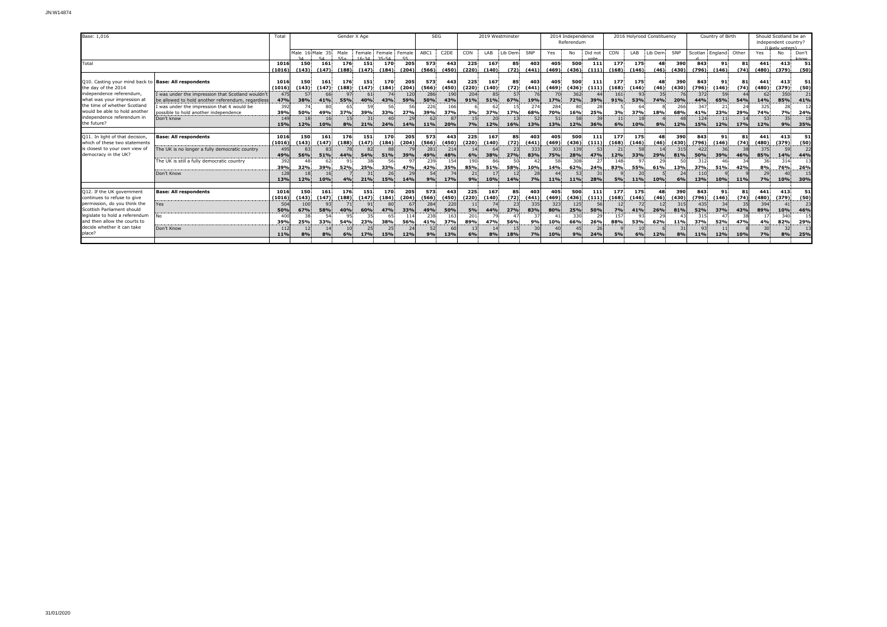JN:W14874

| Base: 1,016 | | Total | Gender X Age | | | | | | SEG | | 2019 Westminster | | | | 2014 Independence Referendum | | | 2016 Holyrood Constituency | | | | Country of Birth | | | Should Scotland be an independent country? (Likely voters) | | |
|---|---|---|---|---|---|---|---|---|---|---|---|---|---|---|---|---|---|---|---|---|---|---|---|---|---|---|---|
| | | | Male 16-34 | Male 35-54 | Male 55+ | Female 16-34 | Female 35-54 | Female 55+ | ABC1 | C2DE | CON | LAB | Lib Dem | SNP | Yes | No | Did not vote | CON | LAB | Lib Dem | SNP | Scotland | England | Other | Yes | No | Don't know |
| Total | | **1016** (1016) | **150** (143) | **161** (147) | **176** (188) | **151** (147) | **170** (184) | **205** (204) | **573** (566) | **443** (450) | **225** (220) | **167** (140) | **85** (72) | **403** (441) | **405** (469) | **500** (436) | **111** (111) | **177** (168) | **175** (146) | **48** (46) | **390** (430) | **843** (796) | **91** (146) | **81** (74) | **441** (480) | **413** (379) | **51** (50) |
| Q10. Casting your mind back to the day of the 2014 independence referendum, what was your impression at the time of whether Scotland would be able to hold another independence referendum in the future? | **Base: All respondents** | **1016** (1016) | **150** (143) | **161** (147) | **176** (188) | **151** (147) | **170** (184) | **205** (204) | **573** (566) | **443** (450) | **225** (220) | **167** (140) | **85** (72) | **403** (441) | **405** (469) | **500** (436) | **111** (111) | **177** (168) | **175** (146) | **48** (46) | **390** (430) | **843** (796) | **91** (146) | **81** (74) | **441** (480) | **413** (379) | **51** (50) |
| | I was under the impression that Scotland wouldn't be allowed to hold another referendum, regardless | 475 **47%** | 57 **38%** | 66 **41%** | 97 **55%** | 61 **40%** | 74 **43%** | 120 **59%** | 286 **50%** | 190 **43%** | 204 **91%** | 85 **51%** | 57 **67%** | 76 **19%** | 70 **17%** | 362 **72%** | 44 **39%** | 161 **91%** | 93 **53%** | 35 **74%** | 76 **20%** | 372 **44%** | 59 **65%** | 44 **54%** | 62 **14%** | 350 **85%** | 21 **41%** |
| | I was under the impression that it would be possible to hold another independence | 392 **39%** | 74 **50%** | 80 **49%** | 65 **37%** | 59 **39%** | 56 **33%** | 56 **27%** | 226 **39%** | 166 **37%** | 6 **3%** | 62 **37%** | 15 **17%** | 274 **68%** | 284 **70%** | 80 **16%** | 28 **25%** | 5 **3%** | 64 **37%** | 8 **18%** | 266 **68%** | 347 **41%** | 21 **23%** | 24 **29%** | 325 **74%** | 28 **7%** | 12 **24%** |
| | Don't know | 149 **15%** | 18 **12%** | 16 **10%** | 15 **8%** | 31 **21%** | 40 **24%** | 29 **14%** | 62 **11%** | 87 **20%** | 15 **7%** | 20 **12%** | 13 **16%** | 52 **13%** | 51 **13%** | 58 **12%** | 39 **36%** | 11 **6%** | 18 **10%** | 4 **8%** | 48 **12%** | 124 **15%** | 11 **12%** | 14 **17%** | 53 **12%** | 35 **9%** | 18 **35%** |
| Q11. In light of that decision, which of these two statements is closest to your own view of democracy in the UK? | **Base: All respondents** | **1016** (1016) | **150** (143) | **161** (147) | **176** (188) | **151** (147) | **170** (184) | **205** (204) | **573** (566) | **443** (450) | **225** (220) | **167** (140) | **85** (72) | **403** (441) | **405** (469) | **500** (436) | **111** (111) | **177** (168) | **175** (146) | **48** (46) | **390** (430) | **843** (796) | **91** (146) | **81** (74) | **441** (480) | **413** (379) | **51** (50) |
| | The UK is no longer a fully democratic country | 495 **49%** | 83 **56%** | 83 **51%** | 78 **44%** | 82 **54%** | 88 **51%** | 79 **39%** | 281 **49%** | 214 **48%** | 14 **6%** | 64 **38%** | 23 **27%** | 333 **83%** | 303 **75%** | 139 **28%** | 53 **47%** | 21 **12%** | 58 **33%** | 14 **29%** | 315 **81%** | 422 **50%** | 36 **39%** | 38 **46%** | 375 **85%** | 59 **14%** | 22 **44%** |
| | The UK is still a fully democratic country | 392 **39%** | 48 **32%** | 62 **39%** | 91 **52%** | 38 **25%** | 56 **33%** | 97 **47%** | 239 **42%** | 154 **35%** | 190 **85%** | 86 **51%** | 50 **58%** | 42 **10%** | 58 **14%** | 308 **62%** | 27 **24%** | 148 **83%** | 97 **55%** | 29 **61%** | 50 **13%** | 312 **37%** | 46 **51%** | 34 **42%** | 36 **8%** | 314 **76%** | 13 **26%** |
| | Don't Know | 128 **13%** | 18 **12%** | 16 **10%** | 7 **4%** | 31 **21%** | 26 **15%** | 29 **14%** | 54 **9%** | 74 **17%** | 21 **9%** | 17 **10%** | 12 **14%** | 28 **7%** | 44 **11%** | 53 **11%** | 31 **28%** | 8 **5%** | 20 **11%** | 5 **10%** | 24 **6%** | 110 **13%** | 9 **10%** | 9 **11%** | 29 **7%** | 40 **10%** | 15 **30%** |
| Q12. If the UK government continues to refuse to give permission, do you think the Scottish Parliament should legislate to hold a referendum and then allow the courts to decide whether it can take place? | **Base: All respondents** | **1016** (1016) | **150** (143) | **161** (147) | **176** (188) | **151** (147) | **170** (184) | **205** (204) | **573** (566) | **443** (450) | **225** (220) | **167** (140) | **85** (72) | **403** (441) | **405** (469) | **500** (436) | **111** (111) | **177** (168) | **175** (146) | **48** (46) | **390** (430) | **843** (796) | **91** (146) | **81** (74) | **441** (480) | **413** (379) | **51** (50) |
| | Yes | 504 **50%** | 100 **67%** | 93 **58%** | 71 **40%** | 91 **60%** | 80 **47%** | 67 **33%** | 284 **49%** | 220 **50%** | 11 **5%** | 74 **44%** | 23 **27%** | 335 **83%** | 323 **80%** | 125 **25%** | 56 **50%** | 12 **7%** | 72 **41%** | 12 **26%** | 315 **81%** | 435 **52%** | 34 **37%** | 35 **43%** | 394 **89%** | 41 **10%** | 23 **46%** |
| | No | 400 **39%** | 38 **25%** | 54 **33%** | 95 **54%** | 35 **23%** | 65 **38%** | 114 **56%** | 238 **41%** | 163 **37%** | 201 **89%** | 79 **47%** | 47 **56%** | 37 **9%** | 41 **10%** | 330 **66%** | 29 **26%** | 157 **88%** | 93 **53%** | 29 **62%** | 43 **11%** | 315 **37%** | 47 **52%** | 38 **47%** | 17 **4%** | 340 **82%** | 15 **29%** |
| | Don't Know | 112 **11%** | 12 **8%** | 14 **8%** | 10 **6%** | 25 **17%** | 25 **15%** | 24 **12%** | 52 **9%** | 60 **13%** | 13 **6%** | 14 **8%** | 15 **18%** | 30 **7%** | 40 **10%** | 45 **9%** | 26 **24%** | 9 **5%** | 10 **6%** | 6 **12%** | 31 **8%** | 93 **11%** | 11 **12%** | 8 **10%** | 30 **7%** | 32 **8%** | 13 **25%** |

31/01/2020